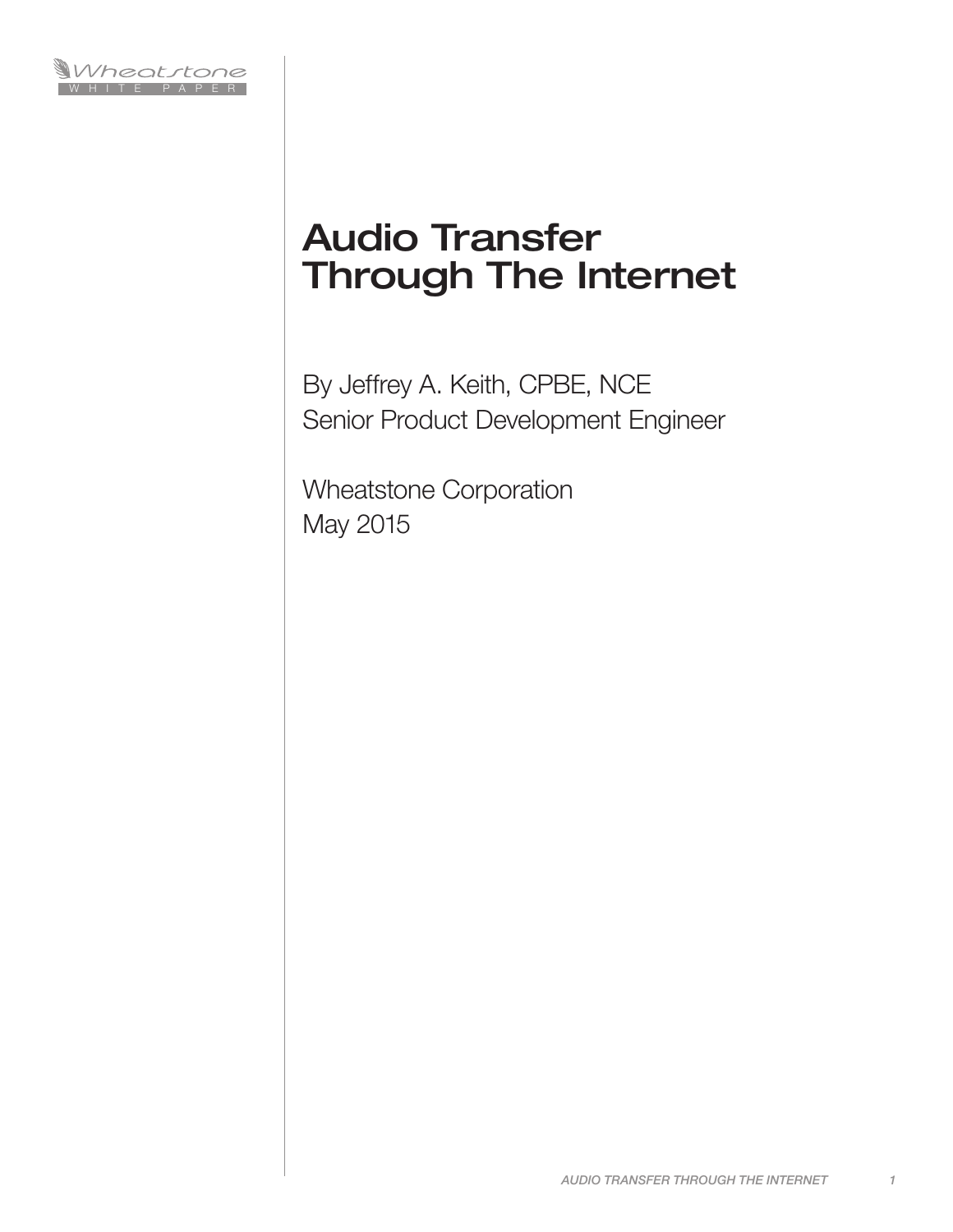Wheatstone WHITE PAPER

# Audio Transfer Through The Internet

By Jeffrey A. Keith, CPBE, NCE
Senior Product Development Engineer

Wheatstone Corporation
May 2015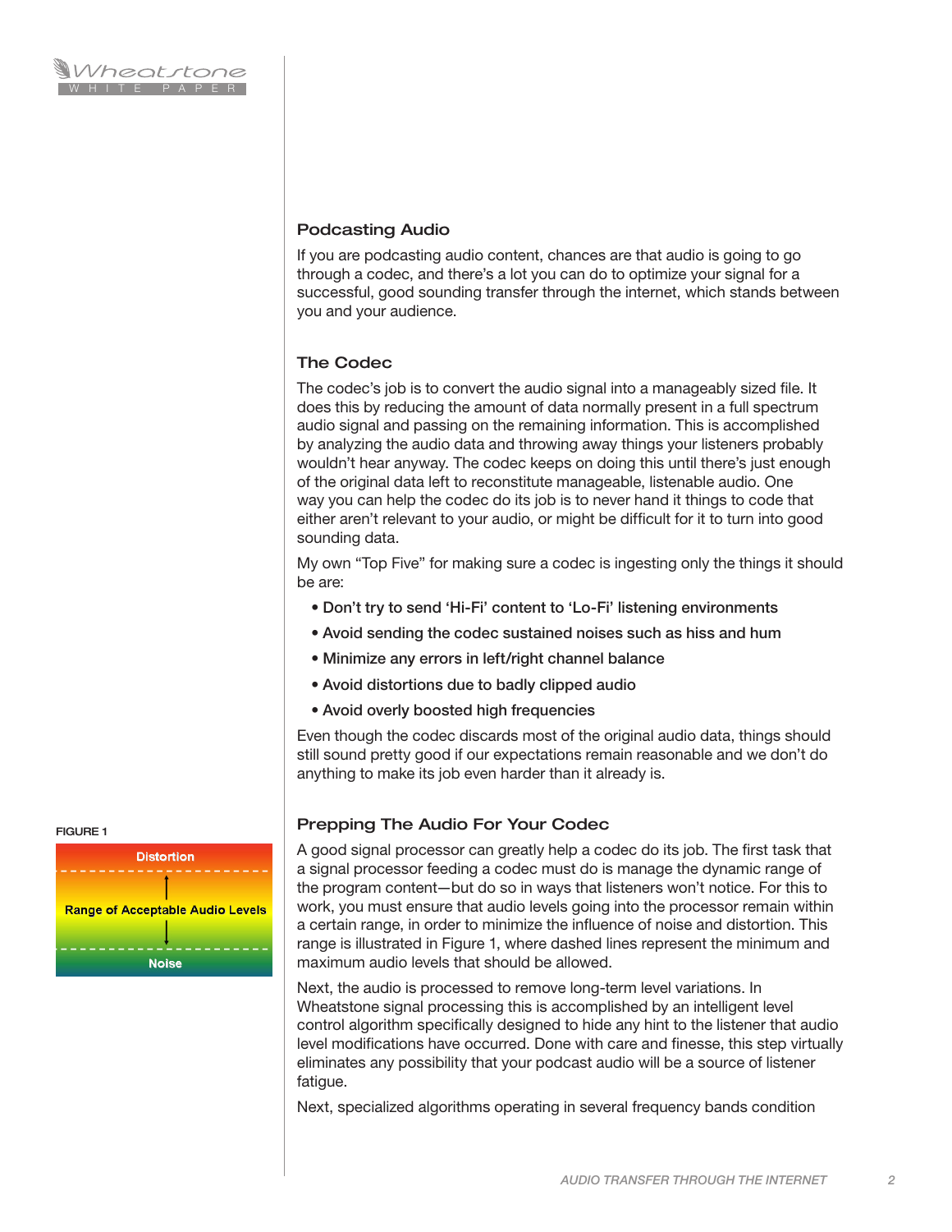## Podcasting Audio

If you are podcasting audio content, chances are that audio is going to go through a codec, and there's a lot you can do to optimize your signal for a successful, good sounding transfer through the internet, which stands between you and your audience.

## The Codec

The codec's job is to convert the audio signal into a manageably sized file. It does this by reducing the amount of data normally present in a full spectrum audio signal and passing on the remaining information. This is accomplished by analyzing the audio data and throwing away things your listeners probably wouldn't hear anyway. The codec keeps on doing this until there's just enough of the original data left to reconstitute manageable, listenable audio. One way you can help the codec do its job is to never hand it things to code that either aren't relevant to your audio, or might be difficult for it to turn into good sounding data.

My own "Top Five" for making sure a codec is ingesting only the things it should be are:

- Don't try to send 'Hi-Fi' content to 'Lo-Fi' listening environments
- Avoid sending the codec sustained noises such as hiss and hum
- Minimize any errors in left/right channel balance
- Avoid distortions due to badly clipped audio
- Avoid overly boosted high frequencies

Even though the codec discards most of the original audio data, things should still sound pretty good if our expectations remain reasonable and we don't do anything to make its job even harder than it already is.

## Prepping The Audio For Your Codec

FIGURE 1

Distortion

Range of Acceptable Audio Levels

Noise

A good signal processor can greatly help a codec do its job. The first task that a signal processor feeding a codec must do is manage the dynamic range of the program content—but do so in ways that listeners won't notice. For this to work, you must ensure that audio levels going into the processor remain within a certain range, in order to minimize the influence of noise and distortion. This range is illustrated in Figure 1, where dashed lines represent the minimum and maximum audio levels that should be allowed.

Next, the audio is processed to remove long-term level variations. In Wheatstone signal processing this is accomplished by an intelligent level control algorithm specifically designed to hide any hint to the listener that audio level modifications have occurred. Done with care and finesse, this step virtually eliminates any possibility that your podcast audio will be a source of listener fatigue.

Next, specialized algorithms operating in several frequency bands condition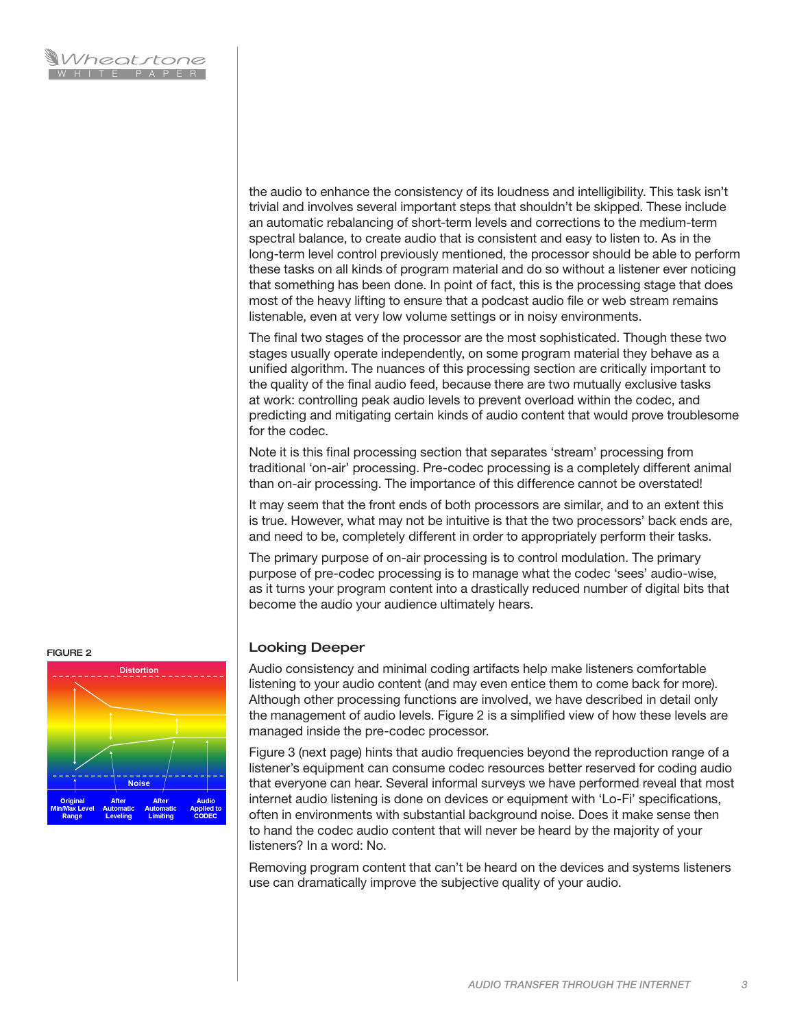the audio to enhance the consistency of its loudness and intelligibility. This task isn't trivial and involves several important steps that shouldn't be skipped. These include an automatic rebalancing of short-term levels and corrections to the medium-term spectral balance, to create audio that is consistent and easy to listen to. As in the long-term level control previously mentioned, the processor should be able to perform these tasks on all kinds of program material and do so without a listener ever noticing that something has been done. In point of fact, this is the processing stage that does most of the heavy lifting to ensure that a podcast audio file or web stream remains listenable, even at very low volume settings or in noisy environments.

The final two stages of the processor are the most sophisticated. Though these two stages usually operate independently, on some program material they behave as a unified algorithm. The nuances of this processing section are critically important to the quality of the final audio feed, because there are two mutually exclusive tasks at work: controlling peak audio levels to prevent overload within the codec, and predicting and mitigating certain kinds of audio content that would prove troublesome for the codec.

Note it is this final processing section that separates 'stream' processing from traditional 'on-air' processing. Pre-codec processing is a completely different animal than on-air processing. The importance of this difference cannot be overstated!

It may seem that the front ends of both processors are similar, and to an extent this is true. However, what may not be intuitive is that the two processors' back ends are, and need to be, completely different in order to appropriately perform their tasks.

The primary purpose of on-air processing is to control modulation. The primary purpose of pre-codec processing is to manage what the codec 'sees' audio-wise, as it turns your program content into a drastically reduced number of digital bits that become the audio your audience ultimately hears.

FIGURE 2

Distortion

Noise

Original Min/Max Level Range | After Automatic Leveling | After Automatic Limiting | Audio Applied to CODEC

## Looking Deeper

Audio consistency and minimal coding artifacts help make listeners comfortable listening to your audio content (and may even entice them to come back for more). Although other processing functions are involved, we have described in detail only the management of audio levels. Figure 2 is a simplified view of how these levels are managed inside the pre-codec processor.

Figure 3 (next page) hints that audio frequencies beyond the reproduction range of a listener's equipment can consume codec resources better reserved for coding audio that everyone can hear. Several informal surveys we have performed reveal that most internet audio listening is done on devices or equipment with 'Lo-Fi' specifications, often in environments with substantial background noise. Does it make sense then to hand the codec audio content that will never be heard by the majority of your listeners? In a word: No.

Removing program content that can't be heard on the devices and systems listeners use can dramatically improve the subjective quality of your audio.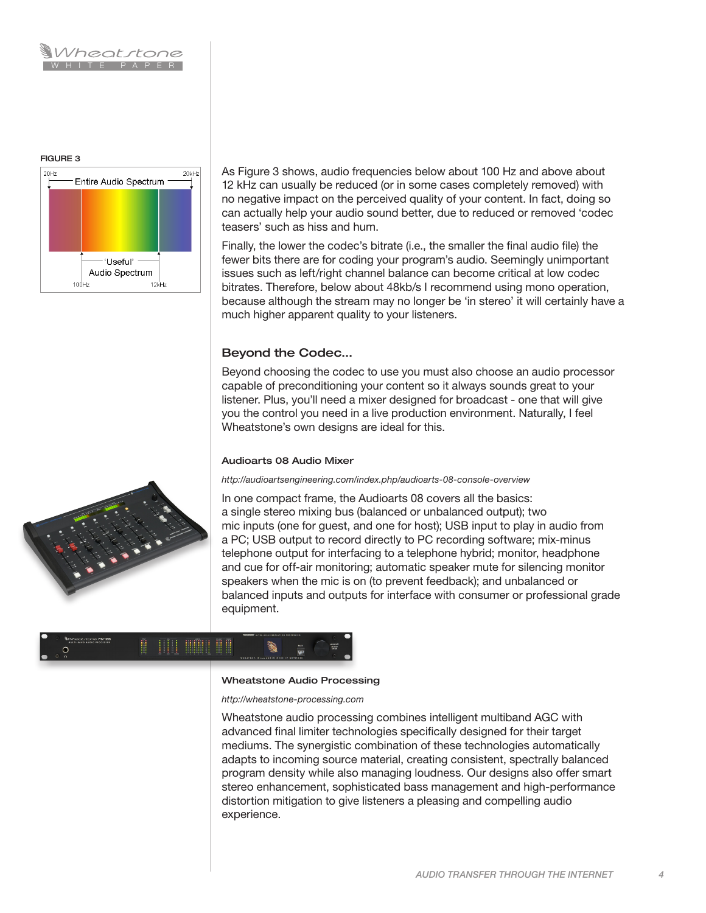FIGURE 3

20Hz
20kHz
Entire Audio Spectrum
'Useful'
Audio Spectrum
100Hz
12kHz

As Figure 3 shows, audio frequencies below about 100 Hz and above about 12 kHz can usually be reduced (or in some cases completely removed) with no negative impact on the perceived quality of your content. In fact, doing so can actually help your audio sound better, due to reduced or removed 'codec teasers' such as hiss and hum.

Finally, the lower the codec's bitrate (i.e., the smaller the final audio file) the fewer bits there are for coding your program's audio. Seemingly unimportant issues such as left/right channel balance can become critical at low codec bitrates. Therefore, below about 48kb/s I recommend using mono operation, because although the stream may no longer be 'in stereo' it will certainly have a much higher apparent quality to your listeners.

## Beyond the Codec...

Beyond choosing the codec to use you must also choose an audio processor capable of preconditioning your content so it always sounds great to your listener. Plus, you'll need a mixer designed for broadcast - one that will give you the control you need in a live production environment. Naturally, I feel Wheatstone's own designs are ideal for this.

### Audioarts 08 Audio Mixer

*http://audioartsengineering.com/index.php/audioarts-08-console-overview*

In one compact frame, the Audioarts 08 covers all the basics: a single stereo mixing bus (balanced or unbalanced output); two mic inputs (one for guest, and one for host); USB input to play in audio from a PC; USB output to record directly to PC recording software; mix-minus telephone output for interfacing to a telephone hybrid; monitor, headphone and cue for off-air monitoring; automatic speaker mute for silencing monitor speakers when the mic is on (to prevent feedback); and unbalanced or balanced inputs and outputs for interface with consumer or professional grade equipment.

### Wheatstone Audio Processing

*http://wheatstone-processing.com*

Wheatstone audio processing combines intelligent multiband AGC with advanced final limiter technologies specifically designed for their target mediums. The synergistic combination of these technologies automatically adapts to incoming source material, creating consistent, spectrally balanced program density while also managing loudness. Our designs also offer smart stereo enhancement, sophisticated bass management and high-performance distortion mitigation to give listeners a pleasing and compelling audio experience.